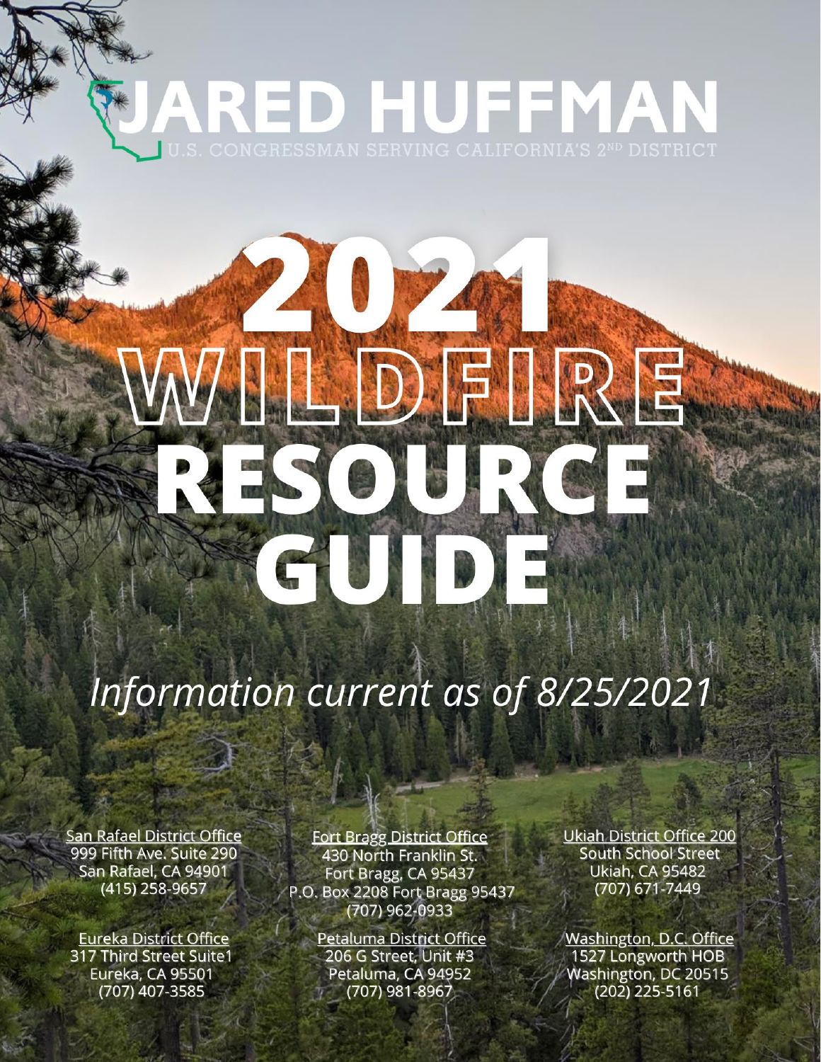# JARED HUFFMAN

U.S. CONGRESSMAN SERVING CALIFORNIA'S 2ND DISTRICT

# 2021 WILDFIRE RESOURCE GUIDE

*Information current as of 8/25/2021*

San Rafael District Office
999 Fifth Ave. Suite 290
San Rafael, CA 94901
(415) 258-9657

Eureka District Office
317 Third Street Suite1
Eureka, CA 95501
(707) 407-3585

Fort Bragg District Office
430 North Franklin St.
Fort Bragg, CA 95437
P.O. Box 2208 Fort Bragg 95437
(707) 962-0933

Petaluma District Office
206 G Street, Unit #3
Petaluma, CA 94952
(707) 981-8967

Ukiah District Office 200
South School Street
Ukiah, CA 95482
(707) 671-7449

Washington, D.C. Office
1527 Longworth HOB
Washington, DC 20515
(202) 225-5161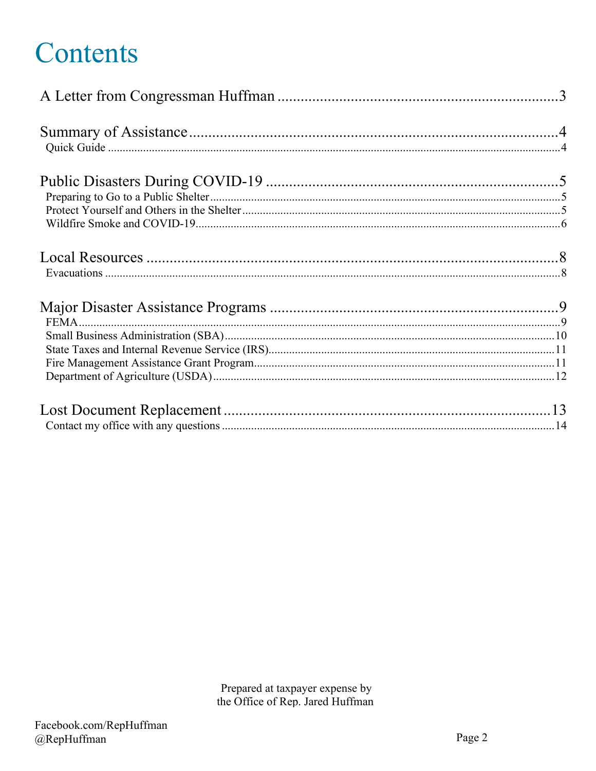# Contents

A Letter from Congressman Huffman ........................................................................3

Summary of Assistance ................................................................................................4
- Quick Guide ..........................................................................................................4

Public Disasters During COVID-19 ............................................................................5
- Preparing to Go to a Public Shelter .......................................................................5
- Protect Yourself and Others in the Shelter .............................................................5
- Wildfire Smoke and COVID-19 ............................................................................6

Local Resources .........................................................................................................8
- Evacuations ...........................................................................................................8

Major Disaster Assistance Programs ..........................................................................9
- FEMA ....................................................................................................................9
- Small Business Administration (SBA) .................................................................10
- State Taxes and Internal Revenue Service (IRS) ..................................................11
- Fire Management Assistance Grant Program .......................................................11
- Department of Agriculture (USDA) .....................................................................12

Lost Document Replacement ....................................................................................13
- Contact my office with any questions ..................................................................14

Prepared at taxpayer expense by
the Office of Rep. Jared Huffman

Facebook.com/RepHuffman
@RepHuffman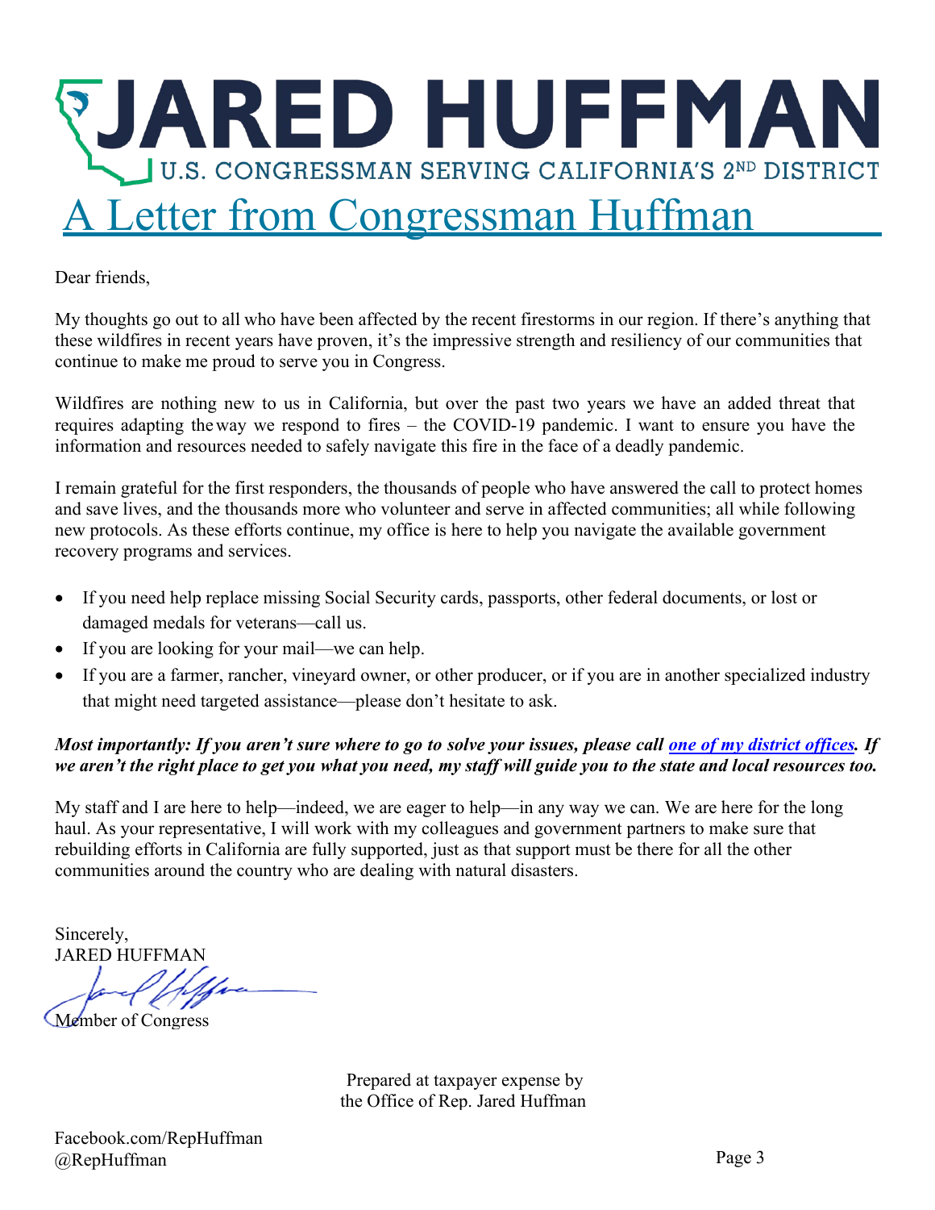# JARED HUFFMAN

U.S. CONGRESSMAN SERVING CALIFORNIA'S 2ND DISTRICT

## A Letter from Congressman Huffman

Dear friends,

My thoughts go out to all who have been affected by the recent firestorms in our region. If there's anything that these wildfires in recent years have proven, it's the impressive strength and resiliency of our communities that continue to make me proud to serve you in Congress.

Wildfires are nothing new to us in California, but over the past two years we have an added threat that requires adapting the way we respond to fires – the COVID-19 pandemic. I want to ensure you have the information and resources needed to safely navigate this fire in the face of a deadly pandemic.

I remain grateful for the first responders, the thousands of people who have answered the call to protect homes and save lives, and the thousands more who volunteer and serve in affected communities; all while following new protocols. As these efforts continue, my office is here to help you navigate the available government recovery programs and services.

- If you need help replace missing Social Security cards, passports, other federal documents, or lost or damaged medals for veterans—call us.
- If you are looking for your mail—we can help.
- If you are a farmer, rancher, vineyard owner, or other producer, or if you are in another specialized industry that might need targeted assistance—please don't hesitate to ask.

***Most importantly: If you aren't sure where to go to solve your issues, please call one of my district offices. If we aren't the right place to get you what you need, my staff will guide you to the state and local resources too.***

My staff and I are here to help—indeed, we are eager to help—in any way we can. We are here for the long haul. As your representative, I will work with my colleagues and government partners to make sure that rebuilding efforts in California are fully supported, just as that support must be there for all the other communities around the country who are dealing with natural disasters.

Sincerely,
JARED HUFFMAN
Member of Congress

Prepared at taxpayer expense by the Office of Rep. Jared Huffman

Facebook.com/RepHuffman
@RepHuffman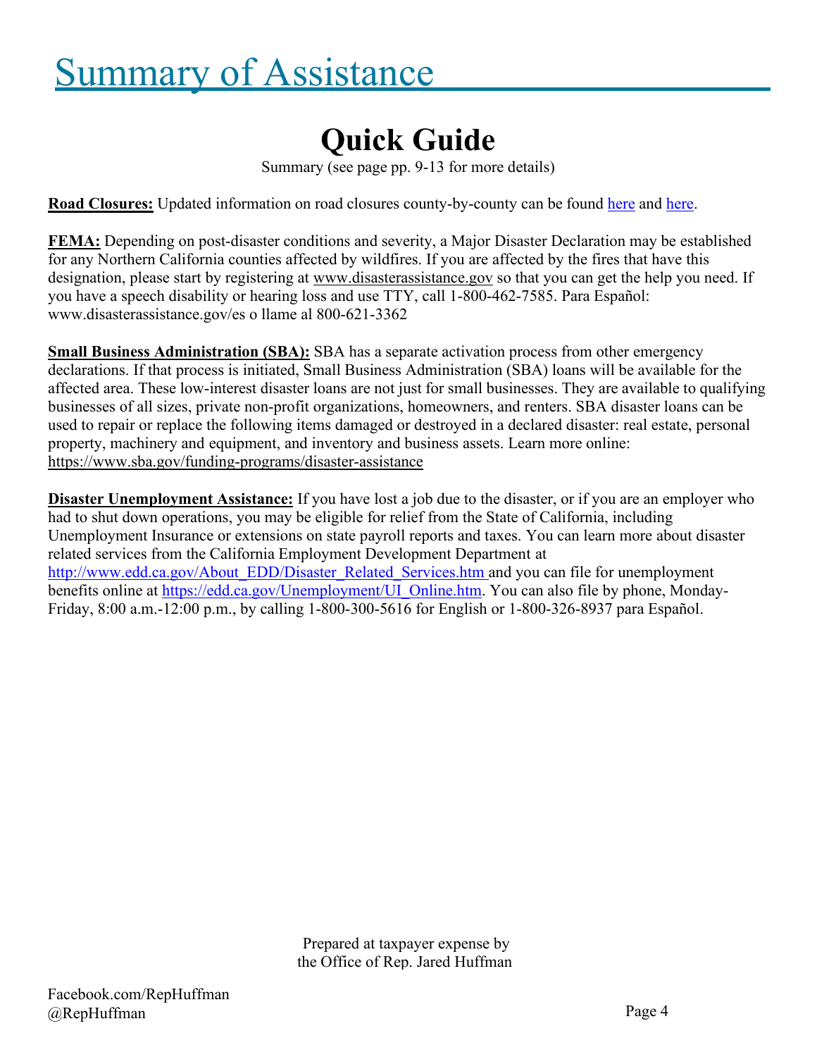# Summary of Assistance

## Quick Guide

Summary (see page pp. 9-13 for more details)

**Road Closures:** Updated information on road closures county-by-county can be found here and here.

**FEMA:** Depending on post-disaster conditions and severity, a Major Disaster Declaration may be established for any Northern California counties affected by wildfires. If you are affected by the fires that have this designation, please start by registering at www.disasterassistance.gov so that you can get the help you need. If you have a speech disability or hearing loss and use TTY, call 1-800-462-7585. Para Español: www.disasterassistance.gov/es o llame al 800-621-3362

**Small Business Administration (SBA):** SBA has a separate activation process from other emergency declarations. If that process is initiated, Small Business Administration (SBA) loans will be available for the affected area. These low-interest disaster loans are not just for small businesses. They are available to qualifying businesses of all sizes, private non-profit organizations, homeowners, and renters. SBA disaster loans can be used to repair or replace the following items damaged or destroyed in a declared disaster: real estate, personal property, machinery and equipment, and inventory and business assets. Learn more online: https://www.sba.gov/funding-programs/disaster-assistance

**Disaster Unemployment Assistance:** If you have lost a job due to the disaster, or if you are an employer who had to shut down operations, you may be eligible for relief from the State of California, including Unemployment Insurance or extensions on state payroll reports and taxes. You can learn more about disaster related services from the California Employment Development Department at http://www.edd.ca.gov/About_EDD/Disaster_Related_Services.htm and you can file for unemployment benefits online at https://edd.ca.gov/Unemployment/UI_Online.htm. You can also file by phone, Monday-Friday, 8:00 a.m.-12:00 p.m., by calling 1-800-300-5616 for English or 1-800-326-8937 para Español.

Prepared at taxpayer expense by
the Office of Rep. Jared Huffman

Facebook.com/RepHuffman
@RepHuffman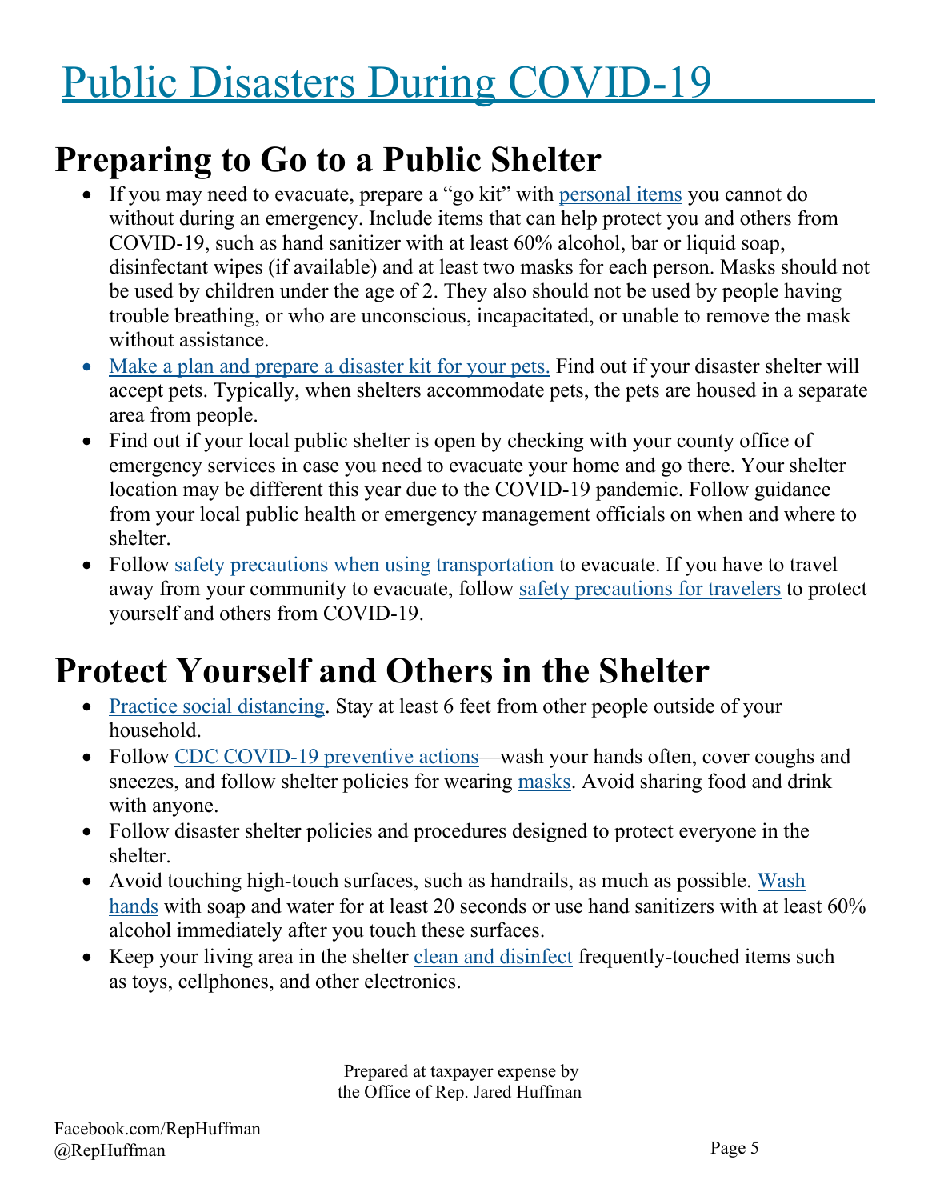# Public Disasters During COVID-19

## Preparing to Go to a Public Shelter

- If you may need to evacuate, prepare a "go kit" with personal items you cannot do without during an emergency. Include items that can help protect you and others from COVID-19, such as hand sanitizer with at least 60% alcohol, bar or liquid soap, disinfectant wipes (if available) and at least two masks for each person. Masks should not be used by children under the age of 2. They also should not be used by people having trouble breathing, or who are unconscious, incapacitated, or unable to remove the mask without assistance.
- Make a plan and prepare a disaster kit for your pets. Find out if your disaster shelter will accept pets. Typically, when shelters accommodate pets, the pets are housed in a separate area from people.
- Find out if your local public shelter is open by checking with your county office of emergency services in case you need to evacuate your home and go there. Your shelter location may be different this year due to the COVID-19 pandemic. Follow guidance from your local public health or emergency management officials on when and where to shelter.
- Follow safety precautions when using transportation to evacuate. If you have to travel away from your community to evacuate, follow safety precautions for travelers to protect yourself and others from COVID-19.

## Protect Yourself and Others in the Shelter

- Practice social distancing. Stay at least 6 feet from other people outside of your household.
- Follow CDC COVID-19 preventive actions—wash your hands often, cover coughs and sneezes, and follow shelter policies for wearing masks. Avoid sharing food and drink with anyone.
- Follow disaster shelter policies and procedures designed to protect everyone in the shelter.
- Avoid touching high-touch surfaces, such as handrails, as much as possible. Wash hands with soap and water for at least 20 seconds or use hand sanitizers with at least 60% alcohol immediately after you touch these surfaces.
- Keep your living area in the shelter clean and disinfect frequently-touched items such as toys, cellphones, and other electronics.

Prepared at taxpayer expense by
the Office of Rep. Jared Huffman

Facebook.com/RepHuffman
@RepHuffman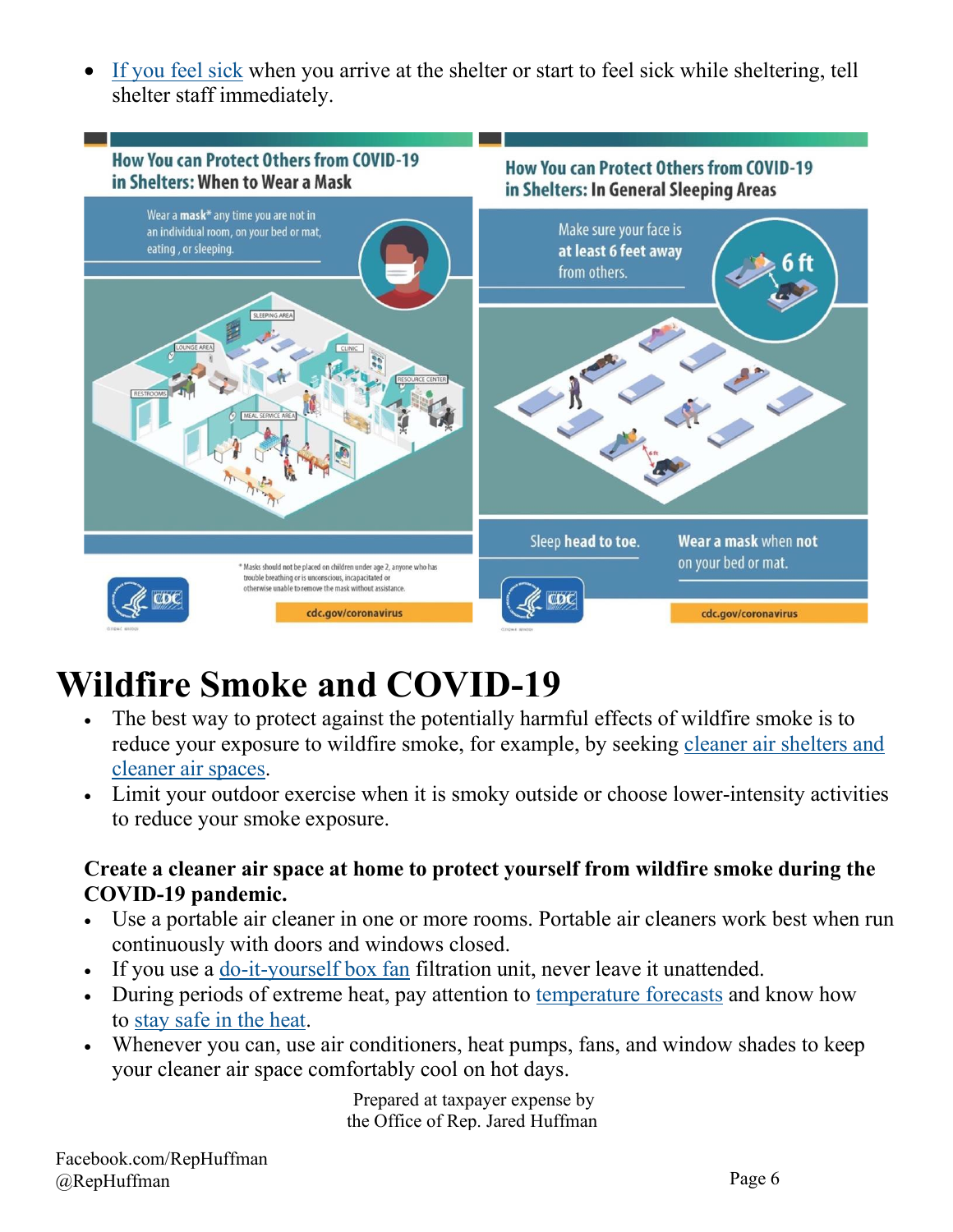- If you feel sick when you arrive at the shelter or start to feel sick while sheltering, tell shelter staff immediately.

**How You can Protect Others from COVID-19 in Shelters: When to Wear a Mask**

Wear a **mask*** any time you are not in an individual room, on your bed or mat, eating, or sleeping.

\* Masks should not be placed on children under age 2, anyone who has trouble breathing or is unconscious, incapacitated or otherwise unable to remove the mask without assistance.

cdc.gov/coronavirus

**How You can Protect Others from COVID-19 in Shelters: In General Sleeping Areas**

Make sure your face is **at least 6 feet away** from others.

Sleep **head to toe.**

**Wear a mask** when **not** on your bed or mat.

cdc.gov/coronavirus

# Wildfire Smoke and COVID-19

- The best way to protect against the potentially harmful effects of wildfire smoke is to reduce your exposure to wildfire smoke, for example, by seeking cleaner air shelters and cleaner air spaces.
- Limit your outdoor exercise when it is smoky outside or choose lower-intensity activities to reduce your smoke exposure.

**Create a cleaner air space at home to protect yourself from wildfire smoke during the COVID-19 pandemic.**

- Use a portable air cleaner in one or more rooms. Portable air cleaners work best when run continuously with doors and windows closed.
- If you use a do-it-yourself box fan filtration unit, never leave it unattended.
- During periods of extreme heat, pay attention to temperature forecasts and know how to stay safe in the heat.
- Whenever you can, use air conditioners, heat pumps, fans, and window shades to keep your cleaner air space comfortably cool on hot days.

Prepared at taxpayer expense by
the Office of Rep. Jared Huffman

Facebook.com/RepHuffman
@RepHuffman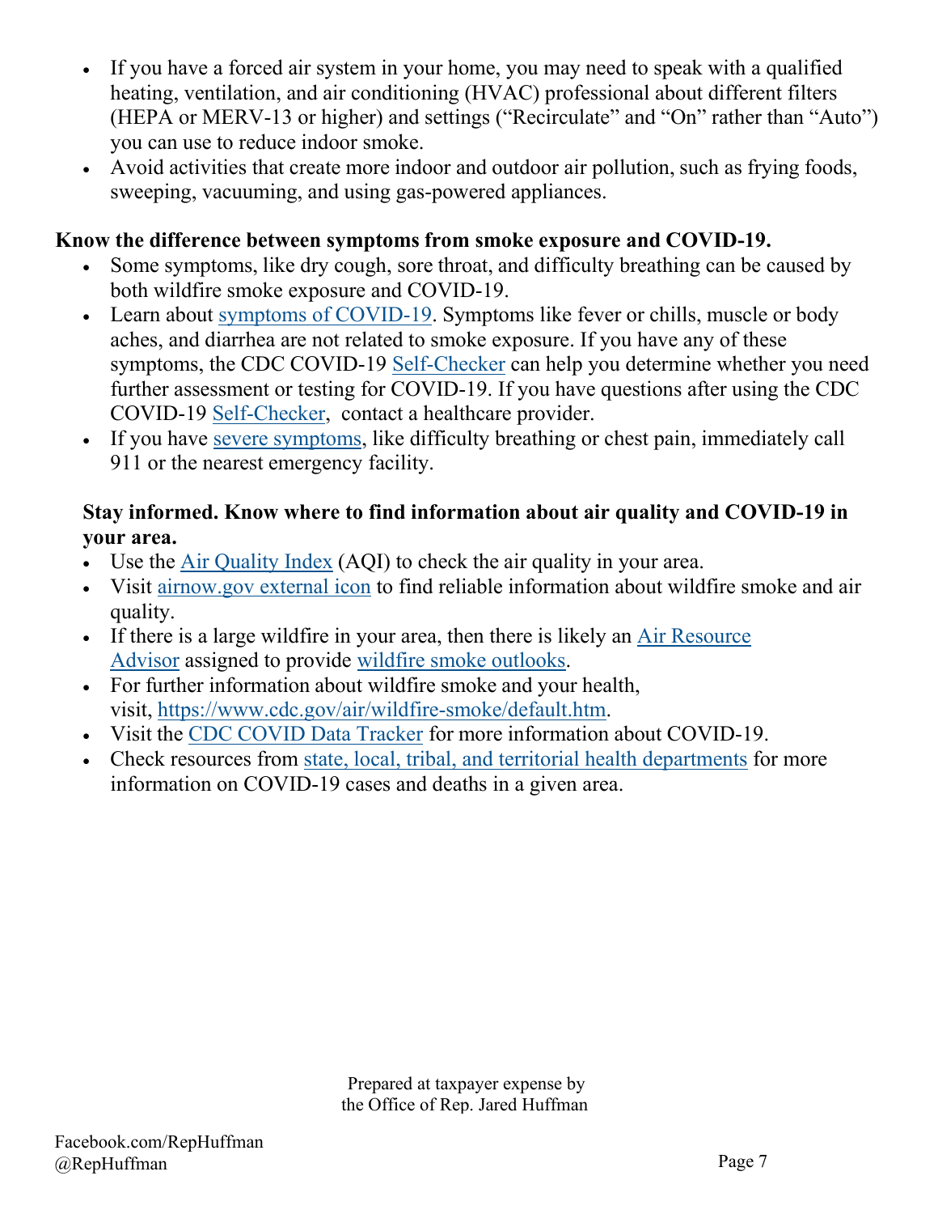- If you have a forced air system in your home, you may need to speak with a qualified heating, ventilation, and air conditioning (HVAC) professional about different filters (HEPA or MERV-13 or higher) and settings ("Recirculate" and "On" rather than "Auto") you can use to reduce indoor smoke.
- Avoid activities that create more indoor and outdoor air pollution, such as frying foods, sweeping, vacuuming, and using gas-powered appliances.

**Know the difference between symptoms from smoke exposure and COVID-19.**

- Some symptoms, like dry cough, sore throat, and difficulty breathing can be caused by both wildfire smoke exposure and COVID-19.
- Learn about symptoms of COVID-19. Symptoms like fever or chills, muscle or body aches, and diarrhea are not related to smoke exposure. If you have any of these symptoms, the CDC COVID-19 Self-Checker can help you determine whether you need further assessment or testing for COVID-19. If you have questions after using the CDC COVID-19 Self-Checker, contact a healthcare provider.
- If you have severe symptoms, like difficulty breathing or chest pain, immediately call 911 or the nearest emergency facility.

**Stay informed. Know where to find information about air quality and COVID-19 in your area.**

- Use the Air Quality Index (AQI) to check the air quality in your area.
- Visit airnow.gov external icon to find reliable information about wildfire smoke and air quality.
- If there is a large wildfire in your area, then there is likely an Air Resource Advisor assigned to provide wildfire smoke outlooks.
- For further information about wildfire smoke and your health, visit, https://www.cdc.gov/air/wildfire-smoke/default.htm.
- Visit the CDC COVID Data Tracker for more information about COVID-19.
- Check resources from state, local, tribal, and territorial health departments for more information on COVID-19 cases and deaths in a given area.

Prepared at taxpayer expense by
the Office of Rep. Jared Huffman

Facebook.com/RepHuffman
@RepHuffman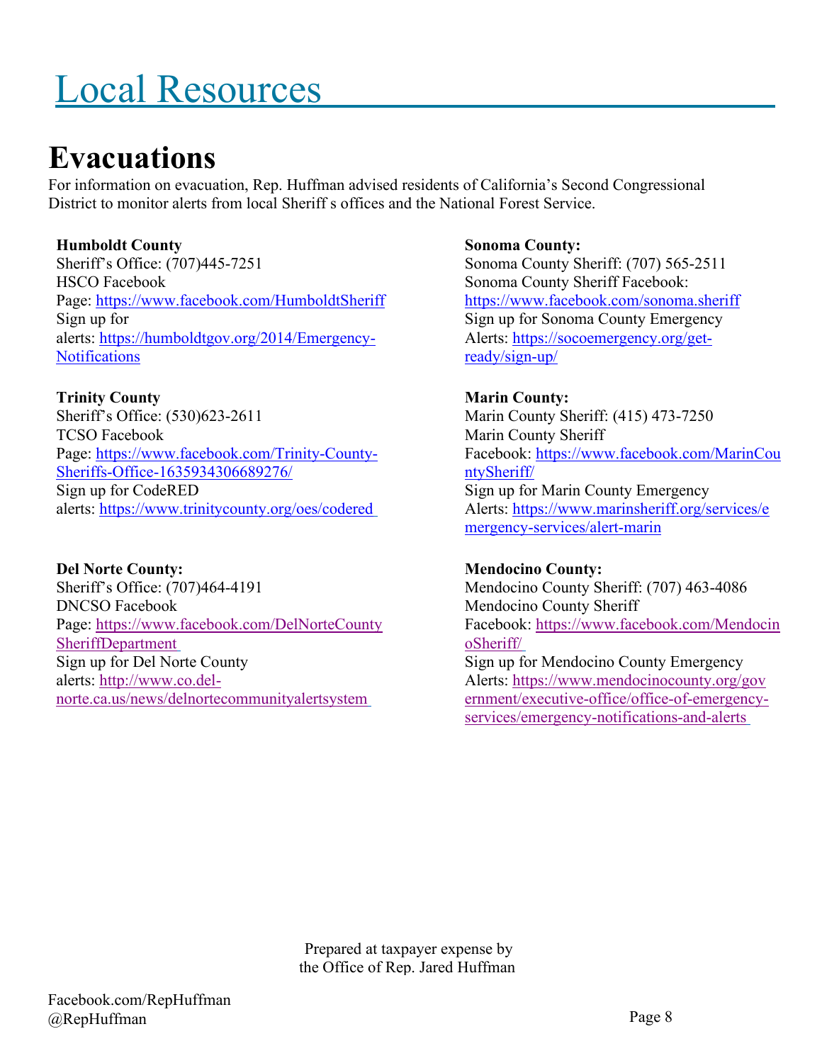# Local Resources

## Evacuations

For information on evacuation, Rep. Huffman advised residents of California's Second Congressional District to monitor alerts from local Sheriff s offices and the National Forest Service.

**Humboldt County**
Sheriff's Office: (707)445-7251
HSCO Facebook Page: https://www.facebook.com/HumboldtSheriff
Sign up for alerts: https://humboldtgov.org/2014/Emergency-Notifications

**Trinity County**
Sheriff's Office: (530)623-2611
TCSO Facebook Page: https://www.facebook.com/Trinity-County-Sheriffs-Office-1635934306689276/
Sign up for CodeRED alerts: https://www.trinitycounty.org/oes/codered

**Del Norte County:**
Sheriff's Office: (707)464-4191
DNCSO Facebook Page: https://www.facebook.com/DelNorteCountySheriffDepartment
Sign up for Del Norte County alerts: http://www.co.del-norte.ca.us/news/delnortecommunityalertsystem

**Sonoma County:**
Sonoma County Sheriff: (707) 565-2511
Sonoma County Sheriff Facebook: https://www.facebook.com/sonoma.sheriff
Sign up for Sonoma County Emergency Alerts: https://socoemergency.org/get-ready/sign-up/

**Marin County:**
Marin County Sheriff: (415) 473-7250
Marin County Sheriff Facebook: https://www.facebook.com/MarinCountySheriff/
Sign up for Marin County Emergency Alerts: https://www.marinsheriff.org/services/emergency-services/alert-marin

**Mendocino County:**
Mendocino County Sheriff: (707) 463-4086
Mendocino County Sheriff Facebook: https://www.facebook.com/MendocinoSheriff/
Sign up for Mendocino County Emergency Alerts: https://www.mendocinocounty.org/government/executive-office/office-of-emergency-services/emergency-notifications-and-alerts

Prepared at taxpayer expense by the Office of Rep. Jared Huffman

Facebook.com/RepHuffman
@RepHuffman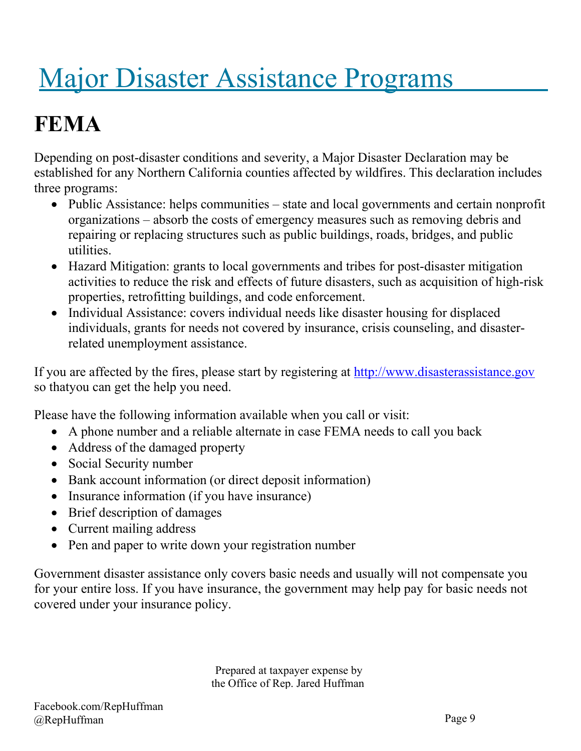# Major Disaster Assistance Programs

## FEMA

Depending on post-disaster conditions and severity, a Major Disaster Declaration may be established for any Northern California counties affected by wildfires. This declaration includes three programs:

- Public Assistance: helps communities – state and local governments and certain nonprofit organizations – absorb the costs of emergency measures such as removing debris and repairing or replacing structures such as public buildings, roads, bridges, and public utilities.
- Hazard Mitigation: grants to local governments and tribes for post-disaster mitigation activities to reduce the risk and effects of future disasters, such as acquisition of high-risk properties, retrofitting buildings, and code enforcement.
- Individual Assistance: covers individual needs like disaster housing for displaced individuals, grants for needs not covered by insurance, crisis counseling, and disaster-related unemployment assistance.

If you are affected by the fires, please start by registering at http://www.disasterassistance.gov so thatyou can get the help you need.

Please have the following information available when you call or visit:

- A phone number and a reliable alternate in case FEMA needs to call you back
- Address of the damaged property
- Social Security number
- Bank account information (or direct deposit information)
- Insurance information (if you have insurance)
- Brief description of damages
- Current mailing address
- Pen and paper to write down your registration number

Government disaster assistance only covers basic needs and usually will not compensate you for your entire loss. If you have insurance, the government may help pay for basic needs not covered under your insurance policy.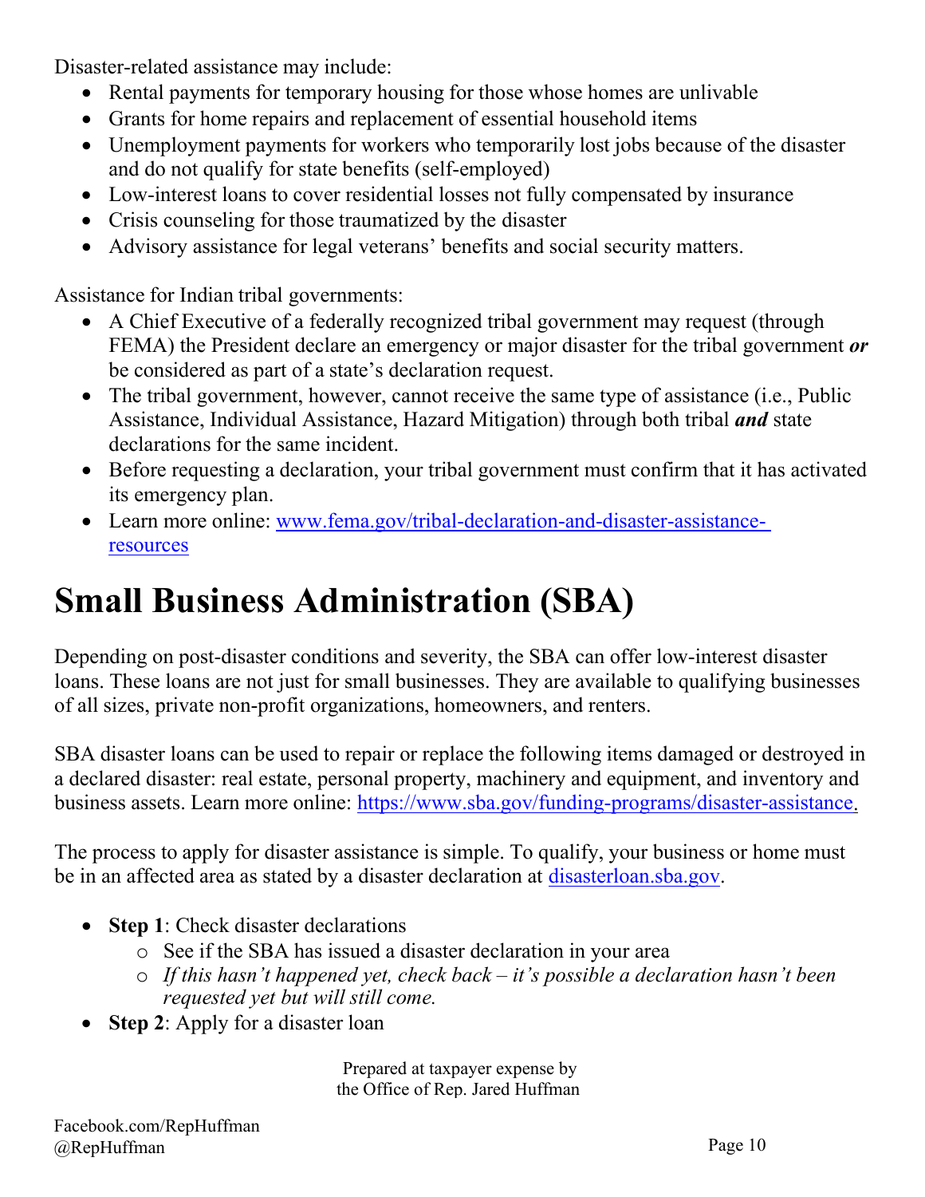Disaster-related assistance may include:

- Rental payments for temporary housing for those whose homes are unlivable
- Grants for home repairs and replacement of essential household items
- Unemployment payments for workers who temporarily lost jobs because of the disaster and do not qualify for state benefits (self-employed)
- Low-interest loans to cover residential losses not fully compensated by insurance
- Crisis counseling for those traumatized by the disaster
- Advisory assistance for legal veterans' benefits and social security matters.

Assistance for Indian tribal governments:

- A Chief Executive of a federally recognized tribal government may request (through FEMA) the President declare an emergency or major disaster for the tribal government ***or*** be considered as part of a state's declaration request.
- The tribal government, however, cannot receive the same type of assistance (i.e., Public Assistance, Individual Assistance, Hazard Mitigation) through both tribal ***and*** state declarations for the same incident.
- Before requesting a declaration, your tribal government must confirm that it has activated its emergency plan.
- Learn more online: [www.fema.gov/tribal-declaration-and-disaster-assistance-resources](http://www.fema.gov/tribal-declaration-and-disaster-assistance-resources)

# Small Business Administration (SBA)

Depending on post-disaster conditions and severity, the SBA can offer low-interest disaster loans. These loans are not just for small businesses. They are available to qualifying businesses of all sizes, private non-profit organizations, homeowners, and renters.

SBA disaster loans can be used to repair or replace the following items damaged or destroyed in a declared disaster: real estate, personal property, machinery and equipment, and inventory and business assets. Learn more online: [https://www.sba.gov/funding-programs/disaster-assistance](https://www.sba.gov/funding-programs/disaster-assistance).

The process to apply for disaster assistance is simple. To qualify, your business or home must be in an affected area as stated by a disaster declaration at [disasterloan.sba.gov](http://disasterloan.sba.gov).

- **Step 1**: Check disaster declarations
  - See if the SBA has issued a disaster declaration in your area
  - *If this hasn't happened yet, check back – it's possible a declaration hasn't been requested yet but will still come.*
- **Step 2**: Apply for a disaster loan

Prepared at taxpayer expense by
the Office of Rep. Jared Huffman

Facebook.com/RepHuffman
@RepHuffman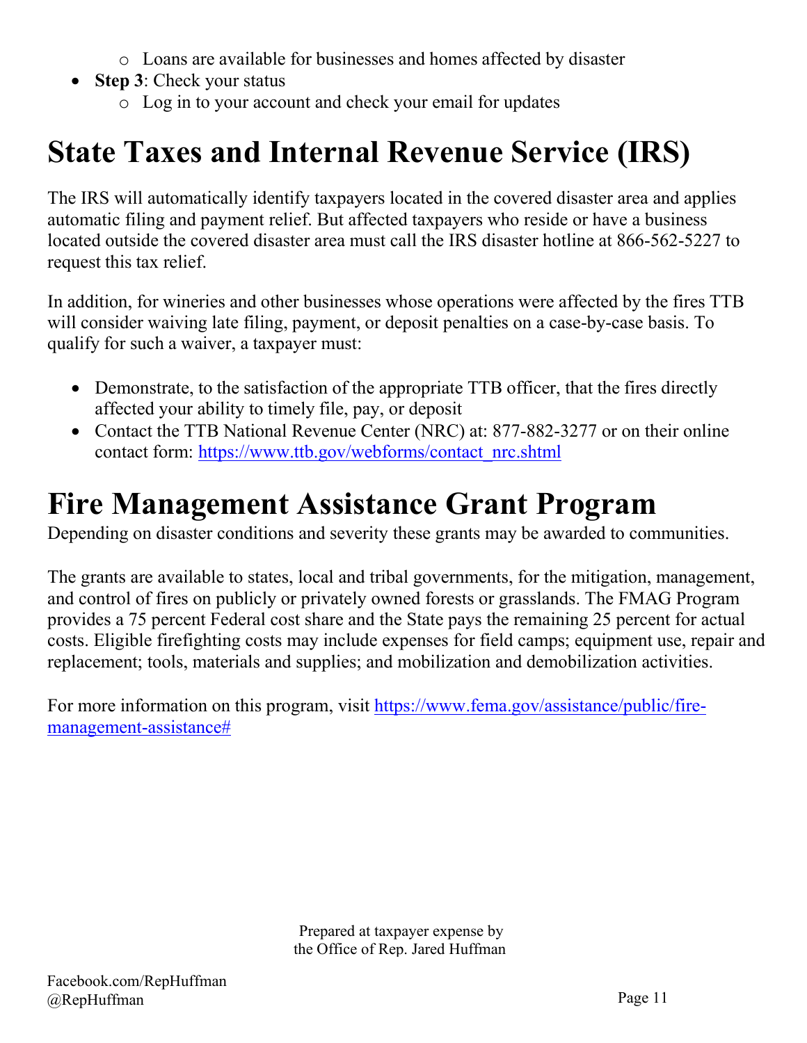- Loans are available for businesses and homes affected by disaster
- **Step 3**: Check your status
    - Log in to your account and check your email for updates

# State Taxes and Internal Revenue Service (IRS)

The IRS will automatically identify taxpayers located in the covered disaster area and applies automatic filing and payment relief. But affected taxpayers who reside or have a business located outside the covered disaster area must call the IRS disaster hotline at 866-562-5227 to request this tax relief.

In addition, for wineries and other businesses whose operations were affected by the fires TTB will consider waiving late filing, payment, or deposit penalties on a case-by-case basis. To qualify for such a waiver, a taxpayer must:

- Demonstrate, to the satisfaction of the appropriate TTB officer, that the fires directly affected your ability to timely file, pay, or deposit
- Contact the TTB National Revenue Center (NRC) at: 877-882-3277 or on their online contact form: https://www.ttb.gov/webforms/contact_nrc.shtml

# Fire Management Assistance Grant Program

Depending on disaster conditions and severity these grants may be awarded to communities.

The grants are available to states, local and tribal governments, for the mitigation, management, and control of fires on publicly or privately owned forests or grasslands. The FMAG Program provides a 75 percent Federal cost share and the State pays the remaining 25 percent for actual costs. Eligible firefighting costs may include expenses for field camps; equipment use, repair and replacement; tools, materials and supplies; and mobilization and demobilization activities.

For more information on this program, visit https://www.fema.gov/assistance/public/fire-management-assistance#

Prepared at taxpayer expense by
the Office of Rep. Jared Huffman

Facebook.com/RepHuffman
@RepHuffman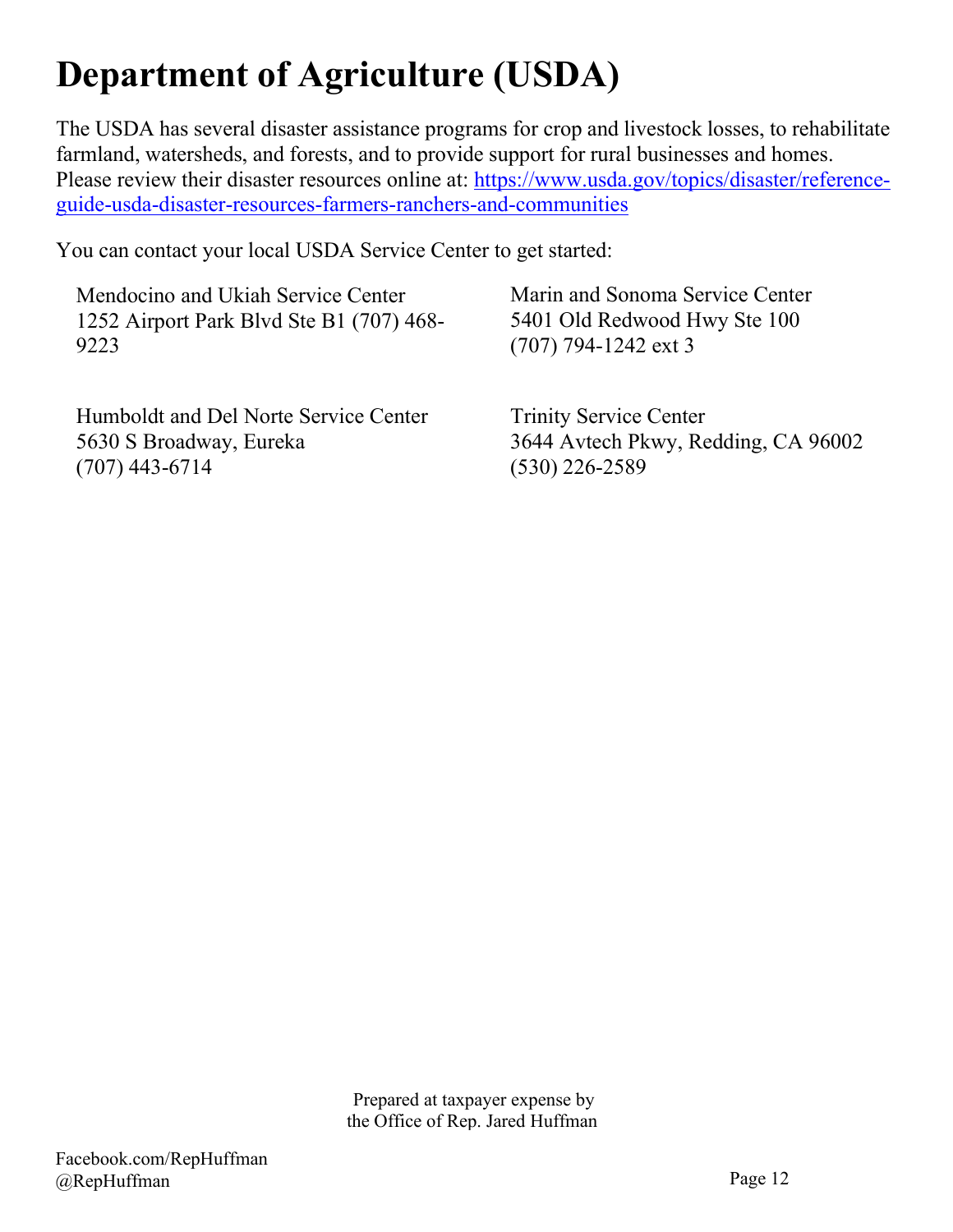# Department of Agriculture (USDA)

The USDA has several disaster assistance programs for crop and livestock losses, to rehabilitate farmland, watersheds, and forests, and to provide support for rural businesses and homes. Please review their disaster resources online at: [https://www.usda.gov/topics/disaster/reference-guide-usda-disaster-resources-farmers-ranchers-and-communities](https://www.usda.gov/topics/disaster/reference-guide-usda-disaster-resources-farmers-ranchers-and-communities)

You can contact your local USDA Service Center to get started:

Mendocino and Ukiah Service Center
1252 Airport Park Blvd Ste B1 (707) 468-9223

Marin and Sonoma Service Center
5401 Old Redwood Hwy Ste 100
(707) 794-1242 ext 3

Humboldt and Del Norte Service Center
5630 S Broadway, Eureka
(707) 443-6714

Trinity Service Center
3644 Avtech Pkwy, Redding, CA 96002
(530) 226-2589

Prepared at taxpayer expense by
the Office of Rep. Jared Huffman

Facebook.com/RepHuffman
@RepHuffman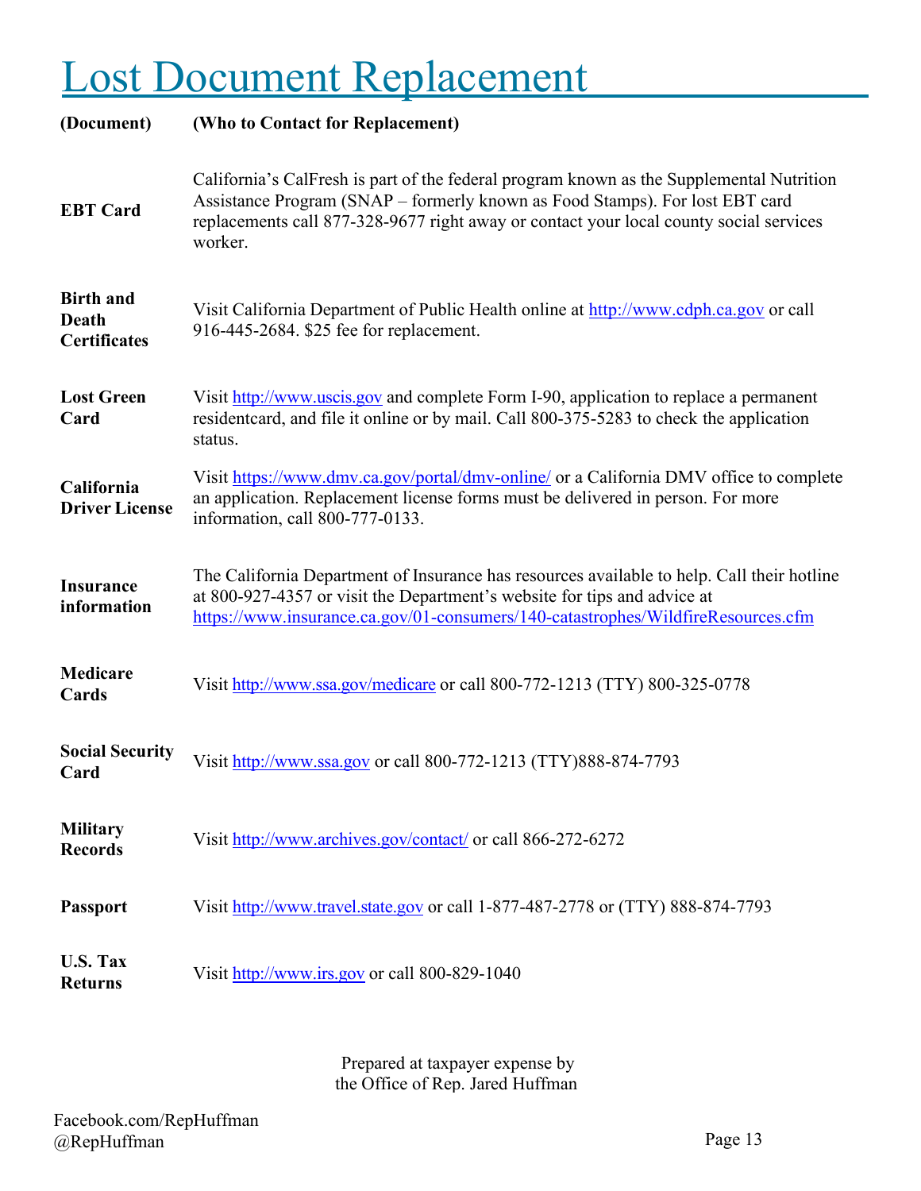# Lost Document Replacement

| (Document) | (Who to Contact for Replacement) |
| --- | --- |
| **EBT Card** | California's CalFresh is part of the federal program known as the Supplemental Nutrition Assistance Program (SNAP – formerly known as Food Stamps). For lost EBT card replacements call 877-328-9677 right away or contact your local county social services worker. |
| **Birth and Death Certificates** | Visit California Department of Public Health online at http://www.cdph.ca.gov or call 916-445-2684. $25 fee for replacement. |
| **Lost Green Card** | Visit http://www.uscis.gov and complete Form I-90, application to replace a permanent residentcard, and file it online or by mail. Call 800-375-5283 to check the application status. |
| **California Driver License** | Visit https://www.dmv.ca.gov/portal/dmv-online/ or a California DMV office to complete an application. Replacement license forms must be delivered in person. For more information, call 800-777-0133. |
| **Insurance information** | The California Department of Insurance has resources available to help. Call their hotline at 800-927-4357 or visit the Department's website for tips and advice at https://www.insurance.ca.gov/01-consumers/140-catastrophes/WildfireResources.cfm |
| **Medicare Cards** | Visit http://www.ssa.gov/medicare or call 800-772-1213 (TTY) 800-325-0778 |
| **Social Security Card** | Visit http://www.ssa.gov or call 800-772-1213 (TTY)888-874-7793 |
| **Military Records** | Visit http://www.archives.gov/contact/ or call 866-272-6272 |
| **Passport** | Visit http://www.travel.state.gov or call 1-877-487-2778 or (TTY) 888-874-7793 |
| **U.S. Tax Returns** | Visit http://www.irs.gov or call 800-829-1040 |

Prepared at taxpayer expense by
the Office of Rep. Jared Huffman

Facebook.com/RepHuffman
@RepHuffman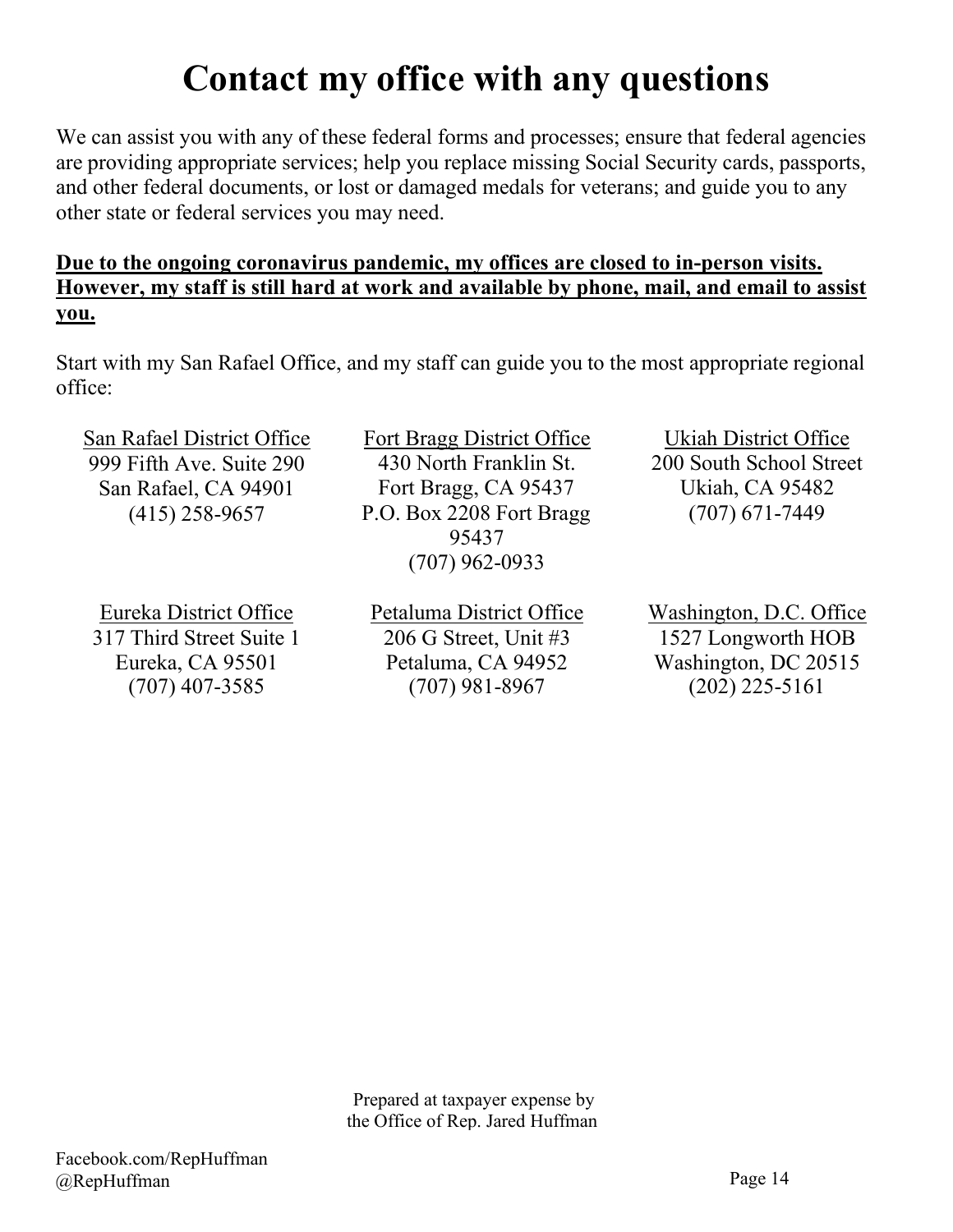# Contact my office with any questions

We can assist you with any of these federal forms and processes; ensure that federal agencies are providing appropriate services; help you replace missing Social Security cards, passports, and other federal documents, or lost or damaged medals for veterans; and guide you to any other state or federal services you may need.

**Due to the ongoing coronavirus pandemic, my offices are closed to in-person visits. However, my staff is still hard at work and available by phone, mail, and email to assist you.**

Start with my San Rafael Office, and my staff can guide you to the most appropriate regional office:

San Rafael District Office
999 Fifth Ave. Suite 290
San Rafael, CA 94901
(415) 258-9657

Fort Bragg District Office
430 North Franklin St.
Fort Bragg, CA 95437
P.O. Box 2208 Fort Bragg 95437
(707) 962-0933

Ukiah District Office
200 South School Street
Ukiah, CA 95482
(707) 671-7449

Eureka District Office
317 Third Street Suite 1
Eureka, CA 95501
(707) 407-3585

Petaluma District Office
206 G Street, Unit #3
Petaluma, CA 94952
(707) 981-8967

Washington, D.C. Office
1527 Longworth HOB
Washington, DC 20515
(202) 225-5161

Prepared at taxpayer expense by
the Office of Rep. Jared Huffman

Facebook.com/RepHuffman
@RepHuffman